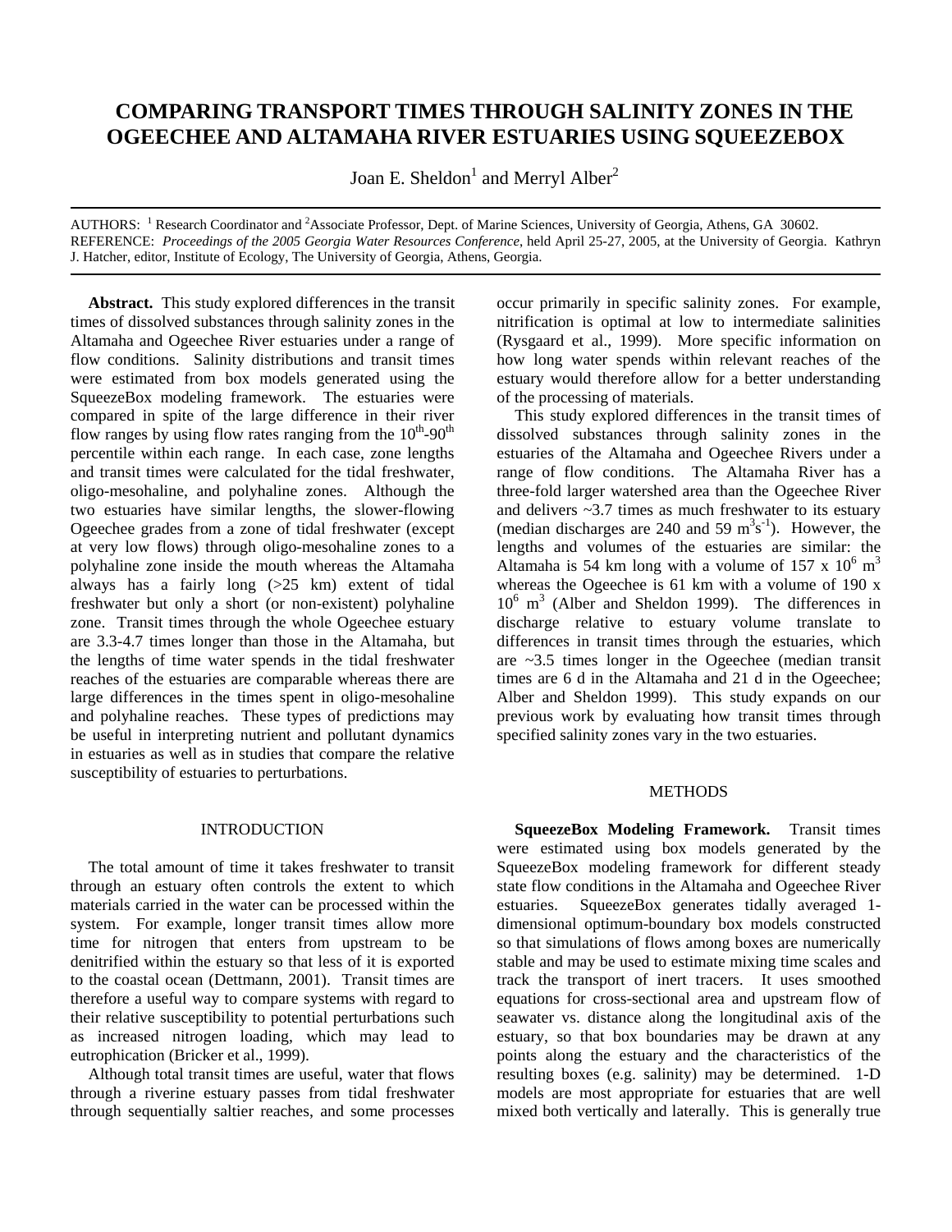# COMPARING TRANSPORT TIMES THROUGH SALINITY ZONES IN THE OGEECHEE AND ALTAMAHA RIVER ESTUARIES USING SQUEEZEBOX

Joan E. Sheldon[1] and Merryl Alber[2]

AUTHORS: [1] Research Coordinator and [2]Associate Professor, Dept. of Marine Sciences, University of Georgia, Athens, GA 30602.
REFERENCE: *Proceedings of the 2005 Georgia Water Resources Conference*, held April 25-27, 2005, at the University of Georgia. Kathryn J. Hatcher, editor, Institute of Ecology, The University of Georgia, Athens, Georgia.

**Abstract.** This study explored differences in the transit times of dissolved substances through salinity zones in the Altamaha and Ogeechee River estuaries under a range of flow conditions. Salinity distributions and transit times were estimated from box models generated using the SqueezeBox modeling framework. The estuaries were compared in spite of the large difference in their river flow ranges by using flow rates ranging from the $10^{th}$-$90^{th}$ percentile within each range. In each case, zone lengths and transit times were calculated for the tidal freshwater, oligo-mesohaline, and polyhaline zones. Although the two estuaries have similar lengths, the slower-flowing Ogeechee grades from a zone of tidal freshwater (except at very low flows) through oligo-mesohaline zones to a polyhaline zone inside the mouth whereas the Altamaha always has a fairly long (>25 km) extent of tidal freshwater but only a short (or non-existent) polyhaline zone. Transit times through the whole Ogeechee estuary are 3.3-4.7 times longer than those in the Altamaha, but the lengths of time water spends in the tidal freshwater reaches of the estuaries are comparable whereas there are large differences in the times spent in oligo-mesohaline and polyhaline reaches. These types of predictions may be useful in interpreting nutrient and pollutant dynamics in estuaries as well as in studies that compare the relative susceptibility of estuaries to perturbations.

## INTRODUCTION

The total amount of time it takes freshwater to transit through an estuary often controls the extent to which materials carried in the water can be processed within the system. For example, longer transit times allow more time for nitrogen that enters from upstream to be denitrified within the estuary so that less of it is exported to the coastal ocean (Dettmann, 2001). Transit times are therefore a useful way to compare systems with regard to their relative susceptibility to potential perturbations such as increased nitrogen loading, which may lead to eutrophication (Bricker et al., 1999).

Although total transit times are useful, water that flows through a riverine estuary passes from tidal freshwater through sequentially saltier reaches, and some processes occur primarily in specific salinity zones. For example, nitrification is optimal at low to intermediate salinities (Rysgaard et al., 1999). More specific information on how long water spends within relevant reaches of the estuary would therefore allow for a better understanding of the processing of materials.

This study explored differences in the transit times of dissolved substances through salinity zones in the estuaries of the Altamaha and Ogeechee Rivers under a range of flow conditions. The Altamaha River has a three-fold larger watershed area than the Ogeechee River and delivers ~3.7 times as much freshwater to its estuary (median discharges are 240 and 59 $m^3s^{-1}$). However, the lengths and volumes of the estuaries are similar: the Altamaha is 54 km long with a volume of 157 x $10^6$ $m^3$ whereas the Ogeechee is 61 km with a volume of 190 x $10^6$ $m^3$ (Alber and Sheldon 1999). The differences in discharge relative to estuary volume translate to differences in transit times through the estuaries, which are ~3.5 times longer in the Ogeechee (median transit times are 6 d in the Altamaha and 21 d in the Ogeechee; Alber and Sheldon 1999). This study expands on our previous work by evaluating how transit times through specified salinity zones vary in the two estuaries.

## METHODS

**SqueezeBox Modeling Framework.** Transit times were estimated using box models generated by the SqueezeBox modeling framework for different steady state flow conditions in the Altamaha and Ogeechee River estuaries. SqueezeBox generates tidally averaged 1-dimensional optimum-boundary box models constructed so that simulations of flows among boxes are numerically stable and may be used to estimate mixing time scales and track the transport of inert tracers. It uses smoothed equations for cross-sectional area and upstream flow of seawater vs. distance along the longitudinal axis of the estuary, so that box boundaries may be drawn at any points along the estuary and the characteristics of the resulting boxes (e.g. salinity) may be determined. 1-D models are most appropriate for estuaries that are well mixed both vertically and laterally. This is generally true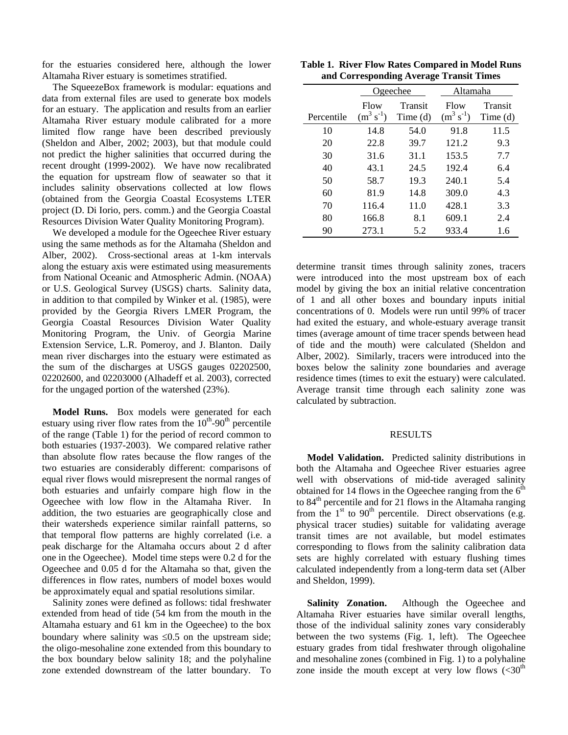for the estuaries considered here, although the lower Altamaha River estuary is sometimes stratified.

The SqueezeBox framework is modular: equations and data from external files are used to generate box models for an estuary. The application and results from an earlier Altamaha River estuary module calibrated for a more limited flow range have been described previously (Sheldon and Alber, 2002; 2003), but that module could not predict the higher salinities that occurred during the recent drought (1999-2002). We have now recalibrated the equation for upstream flow of seawater so that it includes salinity observations collected at low flows (obtained from the Georgia Coastal Ecosystems LTER project (D. Di Iorio, pers. comm.) and the Georgia Coastal Resources Division Water Quality Monitoring Program).

We developed a module for the Ogeechee River estuary using the same methods as for the Altamaha (Sheldon and Alber, 2002). Cross-sectional areas at 1-km intervals along the estuary axis were estimated using measurements from National Oceanic and Atmospheric Admin. (NOAA) or U.S. Geological Survey (USGS) charts. Salinity data, in addition to that compiled by Winker et al. (1985), were provided by the Georgia Rivers LMER Program, the Georgia Coastal Resources Division Water Quality Monitoring Program, the Univ. of Georgia Marine Extension Service, L.R. Pomeroy, and J. Blanton. Daily mean river discharges into the estuary were estimated as the sum of the discharges at USGS gauges 02202500, 02202600, and 02203000 (Alhadeff et al. 2003), corrected for the ungaged portion of the watershed (23%).

**Model Runs.** Box models were generated for each estuary using river flow rates from the 10th-90th percentile of the range (Table 1) for the period of record common to both estuaries (1937-2003). We compared relative rather than absolute flow rates because the flow ranges of the two estuaries are considerably different: comparisons of equal river flows would misrepresent the normal ranges of both estuaries and unfairly compare high flow in the Ogeechee with low flow in the Altamaha River. In addition, the two estuaries are geographically close and their watersheds experience similar rainfall patterns, so that temporal flow patterns are highly correlated (i.e. a peak discharge for the Altamaha occurs about 2 d after one in the Ogeechee). Model time steps were 0.2 d for the Ogeechee and 0.05 d for the Altamaha so that, given the differences in flow rates, numbers of model boxes would be approximately equal and spatial resolutions similar.

Salinity zones were defined as follows: tidal freshwater extended from head of tide (54 km from the mouth in the Altamaha estuary and 61 km in the Ogeechee) to the box boundary where salinity was $\leq 0.5$ on the upstream side; the oligo-mesohaline zone extended from this boundary to the box boundary below salinity 18; and the polyhaline zone extended downstream of the latter boundary. To determine transit times through salinity zones, tracers were introduced into the most upstream box of each model by giving the box an initial relative concentration of 1 and all other boxes and boundary inputs initial concentrations of 0. Models were run until 99% of tracer had exited the estuary, and whole-estuary average transit times (average amount of time tracer spends between head of tide and the mouth) were calculated (Sheldon and Alber, 2002). Similarly, tracers were introduced into the boxes below the salinity zone boundaries and average residence times (times to exit the estuary) were calculated. Average transit time through each salinity zone was calculated by subtraction.

**Table 1. River Flow Rates Compared in Model Runs and Corresponding Average Transit Times**

| | Ogeechee | | Altamaha | |
|---|---|---|---|---|
| Percentile | Flow ($m^3\ s^{-1}$) | Transit Time (d) | Flow ($m^3\ s^{-1}$) | Transit Time (d) |
| 10 | 14.8 | 54.0 | 91.8 | 11.5 |
| 20 | 22.8 | 39.7 | 121.2 | 9.3 |
| 30 | 31.6 | 31.1 | 153.5 | 7.7 |
| 40 | 43.1 | 24.5 | 192.4 | 6.4 |
| 50 | 58.7 | 19.3 | 240.1 | 5.4 |
| 60 | 81.9 | 14.8 | 309.0 | 4.3 |
| 70 | 116.4 | 11.0 | 428.1 | 3.3 |
| 80 | 166.8 | 8.1 | 609.1 | 2.4 |
| 90 | 273.1 | 5.2 | 933.4 | 1.6 |

## RESULTS

**Model Validation.** Predicted salinity distributions in both the Altamaha and Ogeechee River estuaries agree well with observations of mid-tide averaged salinity obtained for 14 flows in the Ogeechee ranging from the 6th to 84th percentile and for 21 flows in the Altamaha ranging from the 1st to 90th percentile. Direct observations (e.g. physical tracer studies) suitable for validating average transit times are not available, but model estimates corresponding to flows from the salinity calibration data sets are highly correlated with estuary flushing times calculated independently from a long-term data set (Alber and Sheldon, 1999).

**Salinity Zonation.** Although the Ogeechee and Altamaha River estuaries have similar overall lengths, those of the individual salinity zones vary considerably between the two systems (Fig. 1, left). The Ogeechee estuary grades from tidal freshwater through oligohaline and mesohaline zones (combined in Fig. 1) to a polyhaline zone inside the mouth except at very low flows (<30th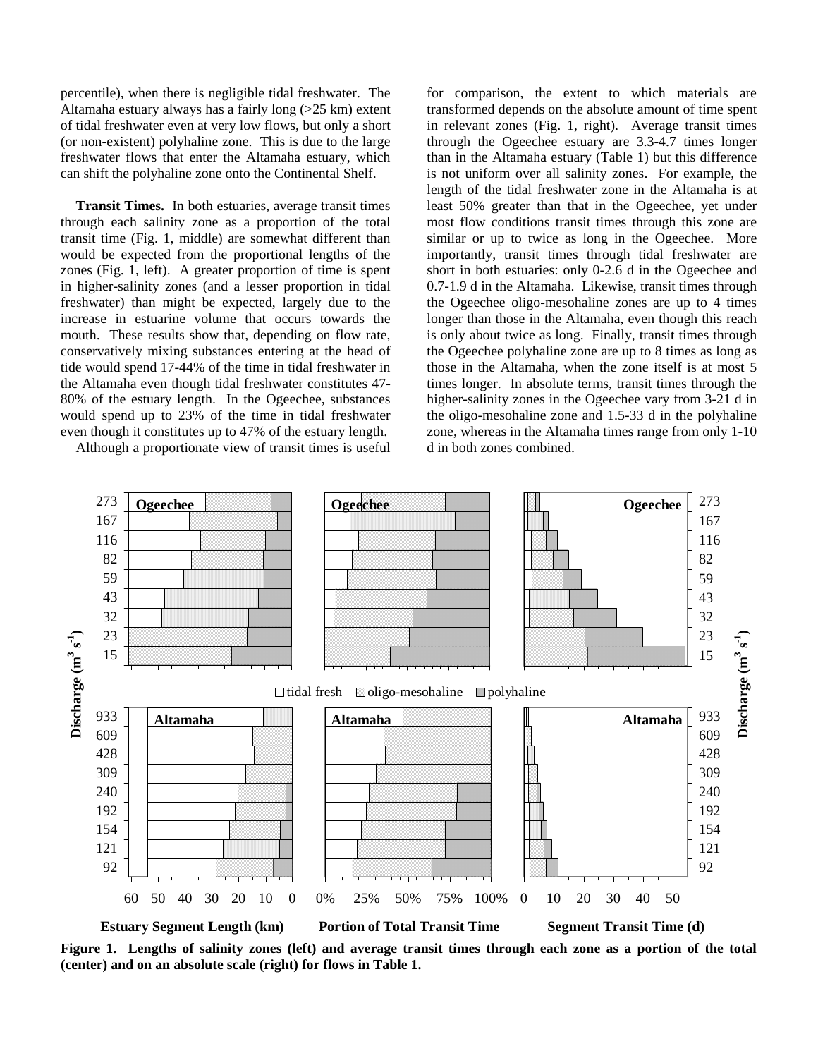percentile), when there is negligible tidal freshwater. The Altamaha estuary always has a fairly long (>25 km) extent of tidal freshwater even at very low flows, but only a short (or non-existent) polyhaline zone. This is due to the large freshwater flows that enter the Altamaha estuary, which can shift the polyhaline zone onto the Continental Shelf.

**Transit Times.** In both estuaries, average transit times through each salinity zone as a proportion of the total transit time (Fig. 1, middle) are somewhat different than would be expected from the proportional lengths of the zones (Fig. 1, left). A greater proportion of time is spent in higher-salinity zones (and a lesser proportion in tidal freshwater) than might be expected, largely due to the increase in estuarine volume that occurs towards the mouth. These results show that, depending on flow rate, conservatively mixing substances entering at the head of tide would spend 17-44% of the time in tidal freshwater in the Altamaha even though tidal freshwater constitutes 47-80% of the estuary length. In the Ogeechee, substances would spend up to 23% of the time in tidal freshwater even though it constitutes up to 47% of the estuary length.

Although a proportionate view of transit times is useful for comparison, the extent to which materials are transformed depends on the absolute amount of time spent in relevant zones (Fig. 1, right). Average transit times through the Ogeechee estuary are 3.3-4.7 times longer than in the Altamaha estuary (Table 1) but this difference is not uniform over all salinity zones. For example, the length of the tidal freshwater zone in the Altamaha is at least 50% greater than that in the Ogeechee, yet under most flow conditions transit times through this zone are similar or up to twice as long in the Ogeechee. More importantly, transit times through tidal freshwater are short in both estuaries: only 0-2.6 d in the Ogeechee and 0.7-1.9 d in the Altamaha. Likewise, transit times through the Ogeechee oligo-mesohaline zones are up to 4 times longer than those in the Altamaha, even though this reach is only about twice as long. Finally, transit times through the Ogeechee polyhaline zone are up to 8 times as long as those in the Altamaha, when the zone itself is at most 5 times longer. In absolute terms, transit times through the higher-salinity zones in the Ogeechee vary from 3-21 d in the oligo-mesohaline zone and 1.5-33 d in the polyhaline zone, whereas in the Altamaha times range from only 1-10 d in both zones combined.

**Figure 1. Lengths of salinity zones (left) and average transit times through each zone as a portion of the total (center) and on an absolute scale (right) for flows in Table 1.**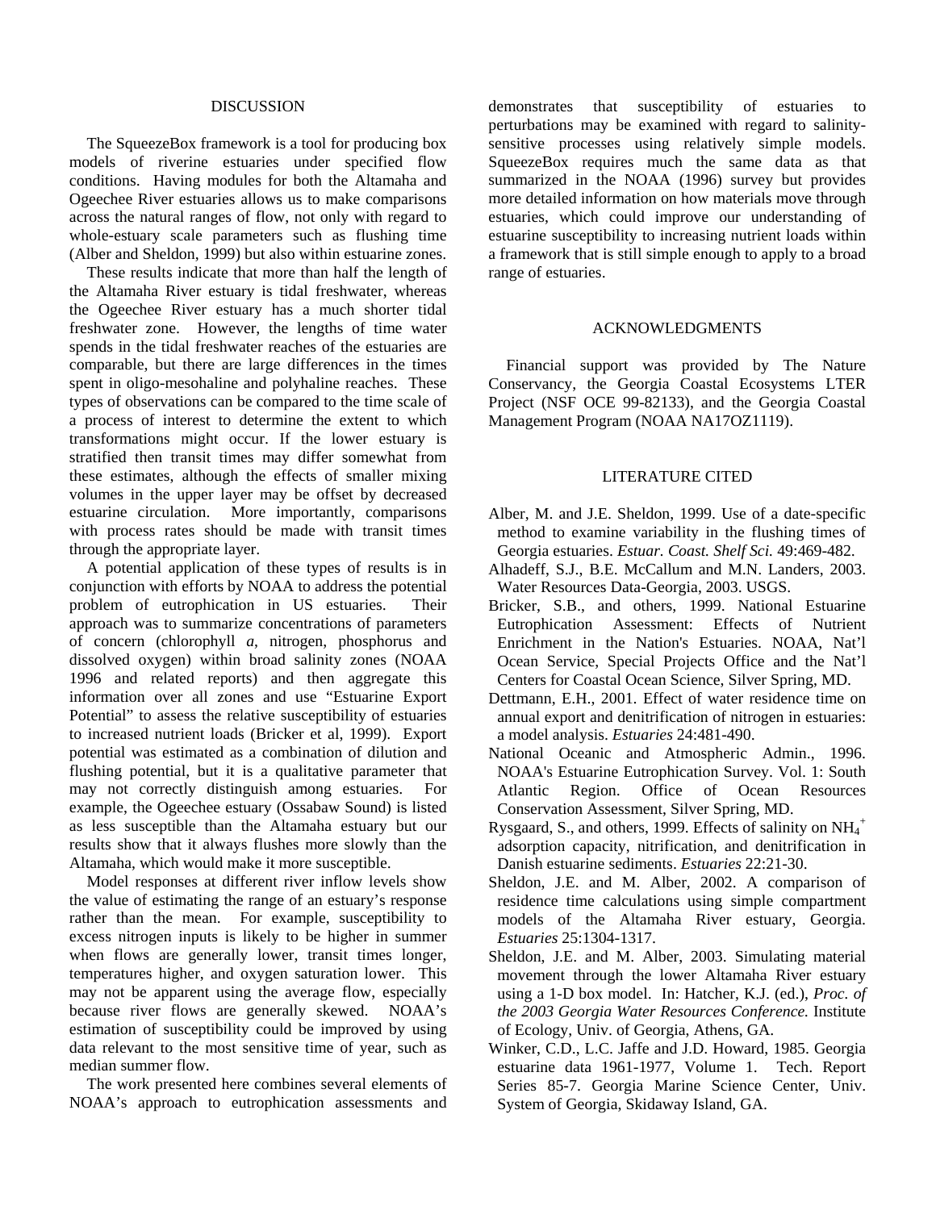## DISCUSSION

The SqueezeBox framework is a tool for producing box models of riverine estuaries under specified flow conditions. Having modules for both the Altamaha and Ogeechee River estuaries allows us to make comparisons across the natural ranges of flow, not only with regard to whole-estuary scale parameters such as flushing time (Alber and Sheldon, 1999) but also within estuarine zones.

These results indicate that more than half the length of the Altamaha River estuary is tidal freshwater, whereas the Ogeechee River estuary has a much shorter tidal freshwater zone. However, the lengths of time water spends in the tidal freshwater reaches of the estuaries are comparable, but there are large differences in the times spent in oligo-mesohaline and polyhaline reaches. These types of observations can be compared to the time scale of a process of interest to determine the extent to which transformations might occur. If the lower estuary is stratified then transit times may differ somewhat from these estimates, although the effects of smaller mixing volumes in the upper layer may be offset by decreased estuarine circulation. More importantly, comparisons with process rates should be made with transit times through the appropriate layer.

A potential application of these types of results is in conjunction with efforts by NOAA to address the potential problem of eutrophication in US estuaries. Their approach was to summarize concentrations of parameters of concern (chlorophyll *a*, nitrogen, phosphorus and dissolved oxygen) within broad salinity zones (NOAA 1996 and related reports) and then aggregate this information over all zones and use "Estuarine Export Potential" to assess the relative susceptibility of estuaries to increased nutrient loads (Bricker et al, 1999). Export potential was estimated as a combination of dilution and flushing potential, but it is a qualitative parameter that may not correctly distinguish among estuaries. For example, the Ogeechee estuary (Ossabaw Sound) is listed as less susceptible than the Altamaha estuary but our results show that it always flushes more slowly than the Altamaha, which would make it more susceptible.

Model responses at different river inflow levels show the value of estimating the range of an estuary's response rather than the mean. For example, susceptibility to excess nitrogen inputs is likely to be higher in summer when flows are generally lower, transit times longer, temperatures higher, and oxygen saturation lower. This may not be apparent using the average flow, especially because river flows are generally skewed. NOAA's estimation of susceptibility could be improved by using data relevant to the most sensitive time of year, such as median summer flow.

The work presented here combines several elements of NOAA's approach to eutrophication assessments and demonstrates that susceptibility of estuaries to perturbations may be examined with regard to salinity-sensitive processes using relatively simple models. SqueezeBox requires much the same data as that summarized in the NOAA (1996) survey but provides more detailed information on how materials move through estuaries, which could improve our understanding of estuarine susceptibility to increasing nutrient loads within a framework that is still simple enough to apply to a broad range of estuaries.

## ACKNOWLEDGMENTS

Financial support was provided by The Nature Conservancy, the Georgia Coastal Ecosystems LTER Project (NSF OCE 99-82133), and the Georgia Coastal Management Program (NOAA NA17OZ1119).

## LITERATURE CITED

Alber, M. and J.E. Sheldon, 1999. Use of a date-specific method to examine variability in the flushing times of Georgia estuaries. *Estuar. Coast. Shelf Sci.* 49:469-482.

Alhadeff, S.J., B.E. McCallum and M.N. Landers, 2003. Water Resources Data-Georgia, 2003. USGS.

Bricker, S.B., and others, 1999. National Estuarine Eutrophication Assessment: Effects of Nutrient Enrichment in the Nation's Estuaries. NOAA, Nat'l Ocean Service, Special Projects Office and the Nat'l Centers for Coastal Ocean Science, Silver Spring, MD.

Dettmann, E.H., 2001. Effect of water residence time on annual export and denitrification of nitrogen in estuaries: a model analysis. *Estuaries* 24:481-490.

National Oceanic and Atmospheric Admin., 1996. NOAA's Estuarine Eutrophication Survey. Vol. 1: South Atlantic Region. Office of Ocean Resources Conservation Assessment, Silver Spring, MD.

Rysgaard, S., and others, 1999. Effects of salinity on $NH_4^+$ adsorption capacity, nitrification, and denitrification in Danish estuarine sediments. *Estuaries* 22:21-30.

Sheldon, J.E. and M. Alber, 2002. A comparison of residence time calculations using simple compartment models of the Altamaha River estuary, Georgia. *Estuaries* 25:1304-1317.

Sheldon, J.E. and M. Alber, 2003. Simulating material movement through the lower Altamaha River estuary using a 1-D box model. In: Hatcher, K.J. (ed.), *Proc. of the 2003 Georgia Water Resources Conference.* Institute of Ecology, Univ. of Georgia, Athens, GA.

Winker, C.D., L.C. Jaffe and J.D. Howard, 1985. Georgia estuarine data 1961-1977, Volume 1. Tech. Report Series 85-7. Georgia Marine Science Center, Univ. System of Georgia, Skidaway Island, GA.